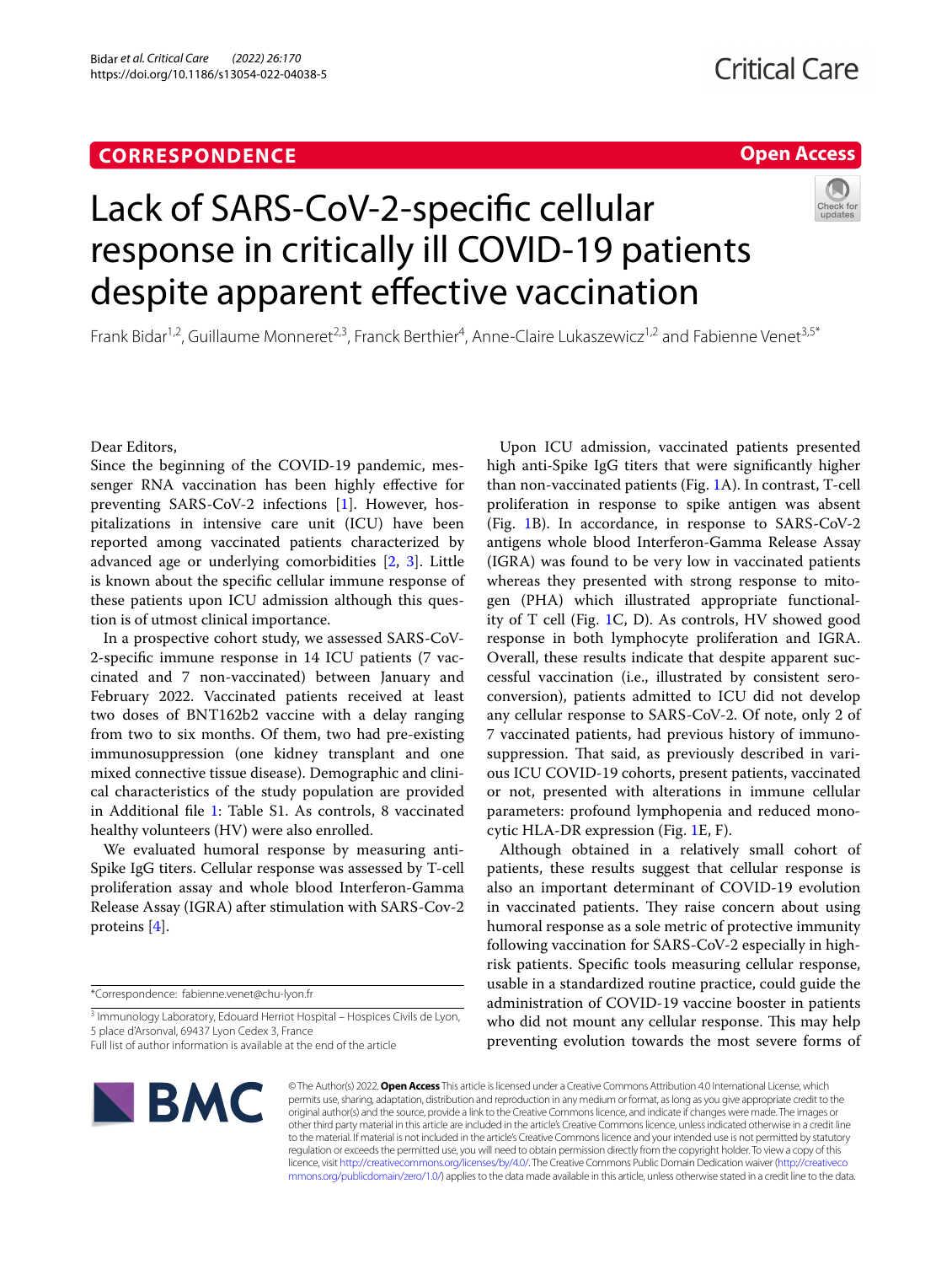CORRESPONDENCE

Open Access

# Lack of SARS-CoV-2-specific cellular response in critically ill COVID-19 patients despite apparent effective vaccination

Frank Bidar[1,2], Guillaume Monneret[2,3], Franck Berthier[4], Anne-Claire Lukaszewicz[1,2] and Fabienne Venet[3,5*]

Dear Editors,

Since the beginning of the COVID-19 pandemic, messenger RNA vaccination has been highly effective for preventing SARS-CoV-2 infections [1]. However, hospitalizations in intensive care unit (ICU) have been reported among vaccinated patients characterized by advanced age or underlying comorbidities [2, 3]. Little is known about the specific cellular immune response of these patients upon ICU admission although this question is of utmost clinical importance.

In a prospective cohort study, we assessed SARS-CoV-2-specific immune response in 14 ICU patients (7 vaccinated and 7 non-vaccinated) between January and February 2022. Vaccinated patients received at least two doses of BNT162b2 vaccine with a delay ranging from two to six months. Of them, two had pre-existing immunosuppression (one kidney transplant and one mixed connective tissue disease). Demographic and clinical characteristics of the study population are provided in Additional file 1: Table S1. As controls, 8 vaccinated healthy volunteers (HV) were also enrolled.

We evaluated humoral response by measuring anti-Spike IgG titers. Cellular response was assessed by T-cell proliferation assay and whole blood Interferon-Gamma Release Assay (IGRA) after stimulation with SARS-Cov-2 proteins [4].

Upon ICU admission, vaccinated patients presented high anti-Spike IgG titers that were significantly higher than non-vaccinated patients (Fig. 1A). In contrast, T-cell proliferation in response to spike antigen was absent (Fig. 1B). In accordance, in response to SARS-CoV-2 antigens whole blood Interferon-Gamma Release Assay (IGRA) was found to be very low in vaccinated patients whereas they presented with strong response to mitogen (PHA) which illustrated appropriate functionality of T cell (Fig. 1C, D). As controls, HV showed good response in both lymphocyte proliferation and IGRA. Overall, these results indicate that despite apparent successful vaccination (i.e., illustrated by consistent seroconversion), patients admitted to ICU did not develop any cellular response to SARS-CoV-2. Of note, only 2 of 7 vaccinated patients, had previous history of immunosuppression. That said, as previously described in various ICU COVID-19 cohorts, present patients, vaccinated or not, presented with alterations in immune cellular parameters: profound lymphopenia and reduced monocytic HLA-DR expression (Fig. 1E, F).

Although obtained in a relatively small cohort of patients, these results suggest that cellular response is also an important determinant of COVID-19 evolution in vaccinated patients. They raise concern about using humoral response as a sole metric of protective immunity following vaccination for SARS-CoV-2 especially in high-risk patients. Specific tools measuring cellular response, usable in a standardized routine practice, could guide the administration of COVID-19 vaccine booster in patients who did not mount any cellular response. This may help preventing evolution towards the most severe forms of

*Correspondence: fabienne.venet@chu-lyon.fr

[3] Immunology Laboratory, Edouard Herriot Hospital – Hospices Civils de Lyon, 5 place d'Arsonval, 69437 Lyon Cedex 3, France

Full list of author information is available at the end of the article

© The Author(s) 2022. **Open Access** This article is licensed under a Creative Commons Attribution 4.0 International License, which permits use, sharing, adaptation, distribution and reproduction in any medium or format, as long as you give appropriate credit to the original author(s) and the source, provide a link to the Creative Commons licence, and indicate if changes were made. The images or other third party material in this article are included in the article's Creative Commons licence, unless indicated otherwise in a credit line to the material. If material is not included in the article's Creative Commons licence and your intended use is not permitted by statutory regulation or exceeds the permitted use, you will need to obtain permission directly from the copyright holder. To view a copy of this licence, visit http://creativecommons.org/licenses/by/4.0/. The Creative Commons Public Domain Dedication waiver (http://creativecommons.org/publicdomain/zero/1.0/) applies to the data made available in this article, unless otherwise stated in a credit line to the data.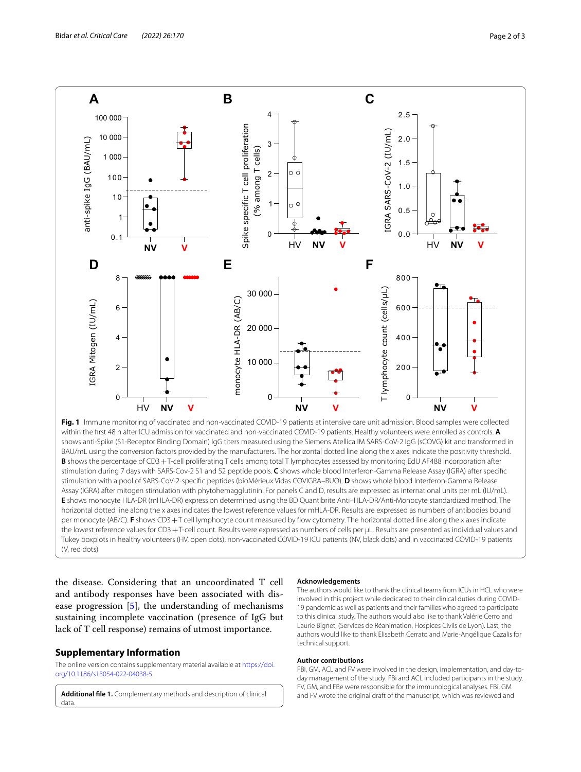**Fig. 1** Immune monitoring of vaccinated and non-vaccinated COVID-19 patients at intensive care unit admission. Blood samples were collected within the first 48 h after ICU admission for vaccinated and non-vaccinated COVID-19 patients. Healthy volunteers were enrolled as controls. **A** shows anti-Spike (S1-Receptor Binding Domain) IgG titers measured using the Siemens Atellica IM SARS-CoV-2 IgG (sCOVG) kit and transformed in BAU/mL using the conversion factors provided by the manufacturers. The horizontal dotted line along the x axes indicate the positivity threshold. **B** shows the percentage of CD3+T-cell proliferating T cells among total T lymphocytes assessed by monitoring EdU AF488 incorporation after stimulation during 7 days with SARS-Cov-2 S1 and S2 peptide pools. **C** shows whole blood Interferon-Gamma Release Assay (IGRA) after specific stimulation with a pool of SARS-CoV-2-specific peptides (bioMérieux Vidas COVIGRA–RUO). **D** shows whole blood Interferon-Gamma Release Assay (IGRA) after mitogen stimulation with phytohemagglutinin. For panels C and D, results are expressed as international units per mL (IU/mL). **E** shows monocyte HLA-DR (mHLA-DR) expression determined using the BD Quantibrite Anti–HLA-DR/Anti-Monocyte standardized method. The horizontal dotted line along the x axes indicates the lowest reference values for mHLA-DR. Results are expressed as numbers of antibodies bound per monocyte (AB/C). **F** shows CD3+T cell lymphocyte count measured by flow cytometry. The horizontal dotted line along the x axes indicate the lowest reference values for CD3+T-cell count. Results were expressed as numbers of cells per µL. Results are presented as individual values and Tukey boxplots in healthy volunteers (HV, open dots), non-vaccinated COVID-19 ICU patients (NV, black dots) and in vaccinated COVID-19 patients (V, red dots)

the disease. Considering that an uncoordinated T cell and antibody responses have been associated with disease progression [5], the understanding of mechanisms sustaining incomplete vaccination (presence of IgG but lack of T cell response) remains of utmost importance.

## Supplementary Information

The online version contains supplementary material available at https://doi.org/10.1186/s13054-022-04038-5.

**Additional file 1.** Complementary methods and description of clinical data.

### Acknowledgements

The authors would like to thank the clinical teams from ICUs in HCL who were involved in this project while dedicated to their clinical duties during COVID-19 pandemic as well as patients and their families who agreed to participate to this clinical study. The authors would also like to thank Valérie Cerro and Laurie Bignet, (Services de Réanimation, Hospices Civils de Lyon). Last, the authors would like to thank Elisabeth Cerrato and Marie-Angélique Cazalis for technical support.

### Author contributions

FBi, GM, ACL and FV were involved in the design, implementation, and day-to-day management of the study. FBi and ACL included participants in the study. FV, GM, and FBe were responsible for the immunological analyses. FBi, GM and FV wrote the original draft of the manuscript, which was reviewed and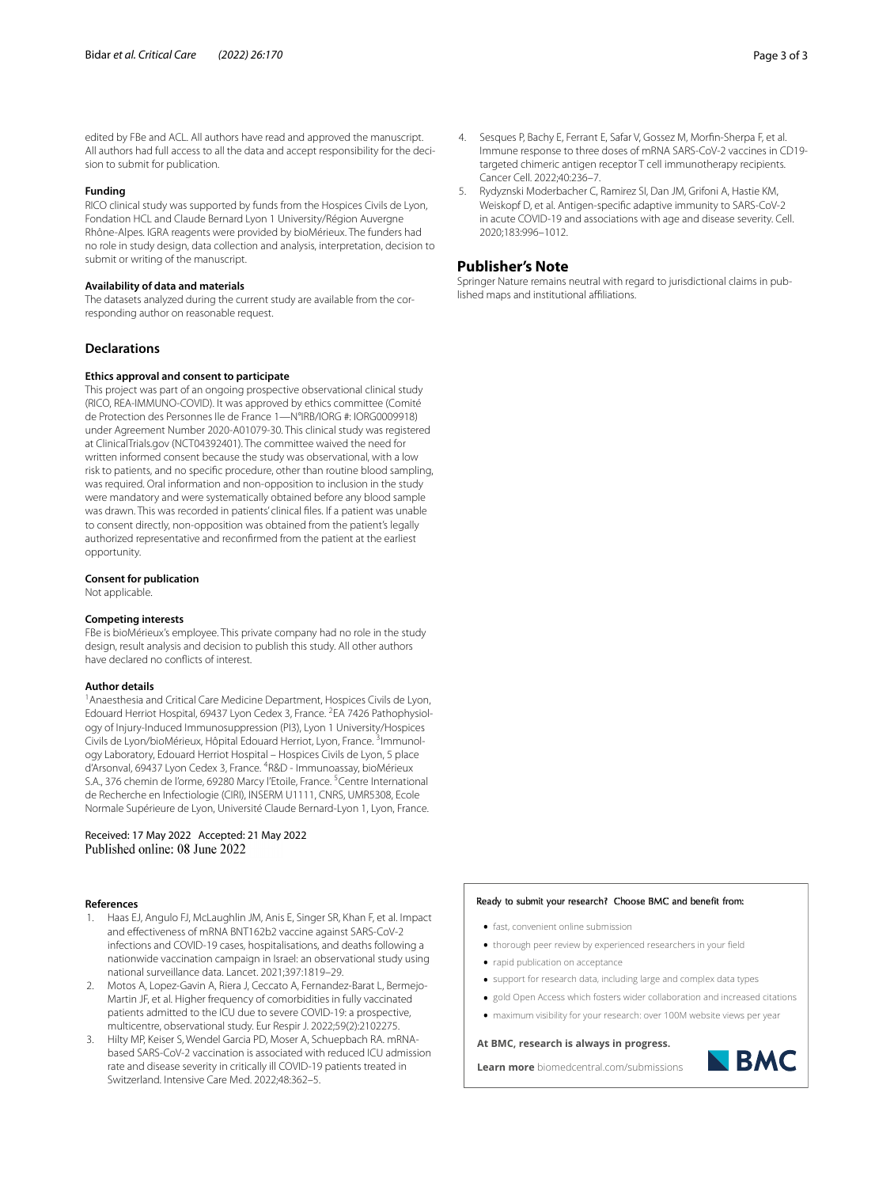edited by FBe and ACL. All authors have read and approved the manuscript. All authors had full access to all the data and accept responsibility for the decision to submit for publication.

#### Funding

RICO clinical study was supported by funds from the Hospices Civils de Lyon, Fondation HCL and Claude Bernard Lyon 1 University/Région Auvergne Rhône-Alpes. IGRA reagents were provided by bioMérieux. The funders had no role in study design, data collection and analysis, interpretation, decision to submit or writing of the manuscript.

#### Availability of data and materials

The datasets analyzed during the current study are available from the corresponding author on reasonable request.

## Declarations

#### Ethics approval and consent to participate

This project was part of an ongoing prospective observational clinical study (RICO, REA-IMMUNO-COVID). It was approved by ethics committee (Comité de Protection des Personnes Ile de France 1—N°IRB/IORG #: IORG0009918) under Agreement Number 2020-A01079-30. This clinical study was registered at ClinicalTrials.gov (NCT04392401). The committee waived the need for written informed consent because the study was observational, with a low risk to patients, and no specific procedure, other than routine blood sampling, was required. Oral information and non-opposition to inclusion in the study were mandatory and were systematically obtained before any blood sample was drawn. This was recorded in patients' clinical files. If a patient was unable to consent directly, non-opposition was obtained from the patient's legally authorized representative and reconfirmed from the patient at the earliest opportunity.

#### Consent for publication

Not applicable.

#### Competing interests

FBe is bioMérieux's employee. This private company had no role in the study design, result analysis and decision to publish this study. All other authors have declared no conflicts of interest.

#### Author details

[1]Anaesthesia and Critical Care Medicine Department, Hospices Civils de Lyon, Edouard Herriot Hospital, 69437 Lyon Cedex 3, France. [2]EA 7426 Pathophysiology of Injury-Induced Immunosuppression (PI3), Lyon 1 University/Hospices Civils de Lyon/bioMérieux, Hôpital Edouard Herriot, Lyon, France. [3]Immunology Laboratory, Edouard Herriot Hospital – Hospices Civils de Lyon, 5 place d'Arsonval, 69437 Lyon Cedex 3, France. [4]R&D - Immunoassay, bioMérieux S.A., 376 chemin de l'orme, 69280 Marcy l'Etoile, France. [5]Centre International de Recherche en Infectiologie (CIRI), INSERM U1111, CNRS, UMR5308, Ecole Normale Supérieure de Lyon, Université Claude Bernard-Lyon 1, Lyon, France.

Received: 17 May 2022 Accepted: 21 May 2022
Published online: 08 June 2022

#### References

1. Haas EJ, Angulo FJ, McLaughlin JM, Anis E, Singer SR, Khan F, et al. Impact and effectiveness of mRNA BNT162b2 vaccine against SARS-CoV-2 infections and COVID-19 cases, hospitalisations, and deaths following a nationwide vaccination campaign in Israel: an observational study using national surveillance data. Lancet. 2021;397:1819–29.
2. Motos A, Lopez-Gavin A, Riera J, Ceccato A, Fernandez-Barat L, Bermejo-Martin JF, et al. Higher frequency of comorbidities in fully vaccinated patients admitted to the ICU due to severe COVID-19: a prospective, multicentre, observational study. Eur Respir J. 2022;59(2):2102275.
3. Hilty MP, Keiser S, Wendel Garcia PD, Moser A, Schuepbach RA. mRNA-based SARS-CoV-2 vaccination is associated with reduced ICU admission rate and disease severity in critically ill COVID-19 patients treated in Switzerland. Intensive Care Med. 2022;48:362–5.
4. Sesques P, Bachy E, Ferrant E, Safar V, Gossez M, Morfin-Sherpa F, et al. Immune response to three doses of mRNA SARS-CoV-2 vaccines in CD19-targeted chimeric antigen receptor T cell immunotherapy recipients. Cancer Cell. 2022;40:236–7.
5. Rydyznski Moderbacher C, Ramirez SI, Dan JM, Grifoni A, Hastie KM, Weiskopf D, et al. Antigen-specific adaptive immunity to SARS-CoV-2 in acute COVID-19 and associations with age and disease severity. Cell. 2020;183:996–1012.

## Publisher's Note

Springer Nature remains neutral with regard to jurisdictional claims in published maps and institutional affiliations.

Ready to submit your research? Choose BMC and benefit from:

- fast, convenient online submission
- thorough peer review by experienced researchers in your field
- rapid publication on acceptance
- support for research data, including large and complex data types
- gold Open Access which fosters wider collaboration and increased citations
- maximum visibility for your research: over 100M website views per year

**At BMC, research is always in progress.**

**Learn more** biomedcentral.com/submissions

BMC